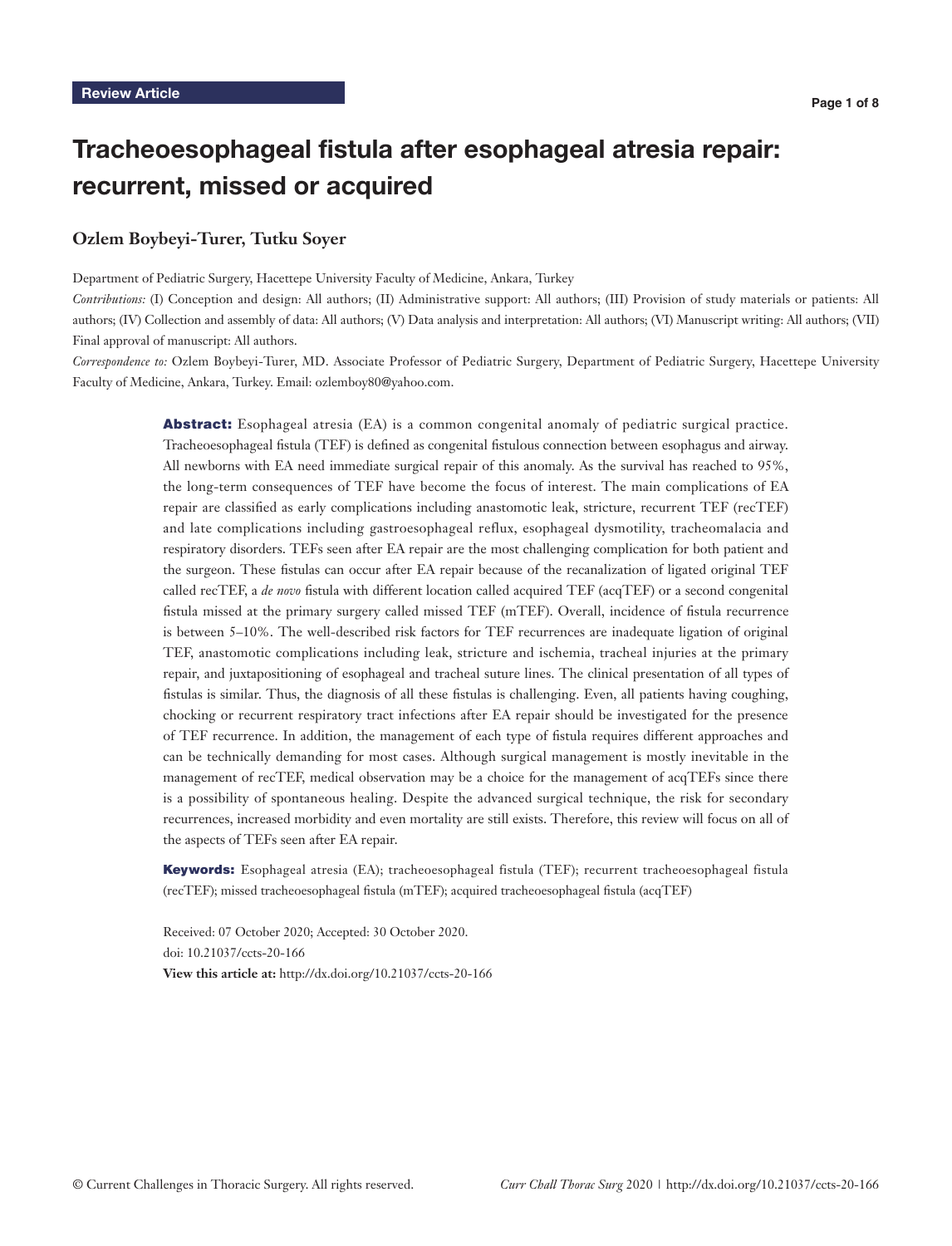Review Article

# Tracheoesophageal fistula after esophageal atresia repair: recurrent, missed or acquired

**Ozlem Boybeyi-Turer, Tutku Soyer**

Department of Pediatric Surgery, Hacettepe University Faculty of Medicine, Ankara, Turkey

*Contributions:* (I) Conception and design: All authors; (II) Administrative support: All authors; (III) Provision of study materials or patients: All authors; (IV) Collection and assembly of data: All authors; (V) Data analysis and interpretation: All authors; (VI) Manuscript writing: All authors; (VII) Final approval of manuscript: All authors.

*Correspondence to:* Ozlem Boybeyi-Turer, MD. Associate Professor of Pediatric Surgery, Department of Pediatric Surgery, Hacettepe University Faculty of Medicine, Ankara, Turkey. Email: ozlemboy80@yahoo.com.

**Abstract:** Esophageal atresia (EA) is a common congenital anomaly of pediatric surgical practice. Tracheoesophageal fistula (TEF) is defined as congenital fistulous connection between esophagus and airway. All newborns with EA need immediate surgical repair of this anomaly. As the survival has reached to 95%, the long-term consequences of TEF have become the focus of interest. The main complications of EA repair are classified as early complications including anastomotic leak, stricture, recurrent TEF (recTEF) and late complications including gastroesophageal reflux, esophageal dysmotility, tracheomalacia and respiratory disorders. TEFs seen after EA repair are the most challenging complication for both patient and the surgeon. These fistulas can occur after EA repair because of the recanalization of ligated original TEF called recTEF, a *de novo* fistula with different location called acquired TEF (acqTEF) or a second congenital fistula missed at the primary surgery called missed TEF (mTEF). Overall, incidence of fistula recurrence is between 5–10%. The well-described risk factors for TEF recurrences are inadequate ligation of original TEF, anastomotic complications including leak, stricture and ischemia, tracheal injuries at the primary repair, and juxtapositioning of esophageal and tracheal suture lines. The clinical presentation of all types of fistulas is similar. Thus, the diagnosis of all these fistulas is challenging. Even, all patients having coughing, chocking or recurrent respiratory tract infections after EA repair should be investigated for the presence of TEF recurrence. In addition, the management of each type of fistula requires different approaches and can be technically demanding for most cases. Although surgical management is mostly inevitable in the management of recTEF, medical observation may be a choice for the management of acqTEFs since there is a possibility of spontaneous healing. Despite the advanced surgical technique, the risk for secondary recurrences, increased morbidity and even mortality are still exists. Therefore, this review will focus on all of the aspects of TEFs seen after EA repair.

**Keywords:** Esophageal atresia (EA); tracheoesophageal fistula (TEF); recurrent tracheoesophageal fistula (recTEF); missed tracheoesophageal fistula (mTEF); acquired tracheoesophageal fistula (acqTEF)

Received: 07 October 2020; Accepted: 30 October 2020.
doi: 10.21037/ccts-20-166
**View this article at:** http://dx.doi.org/10.21037/ccts-20-166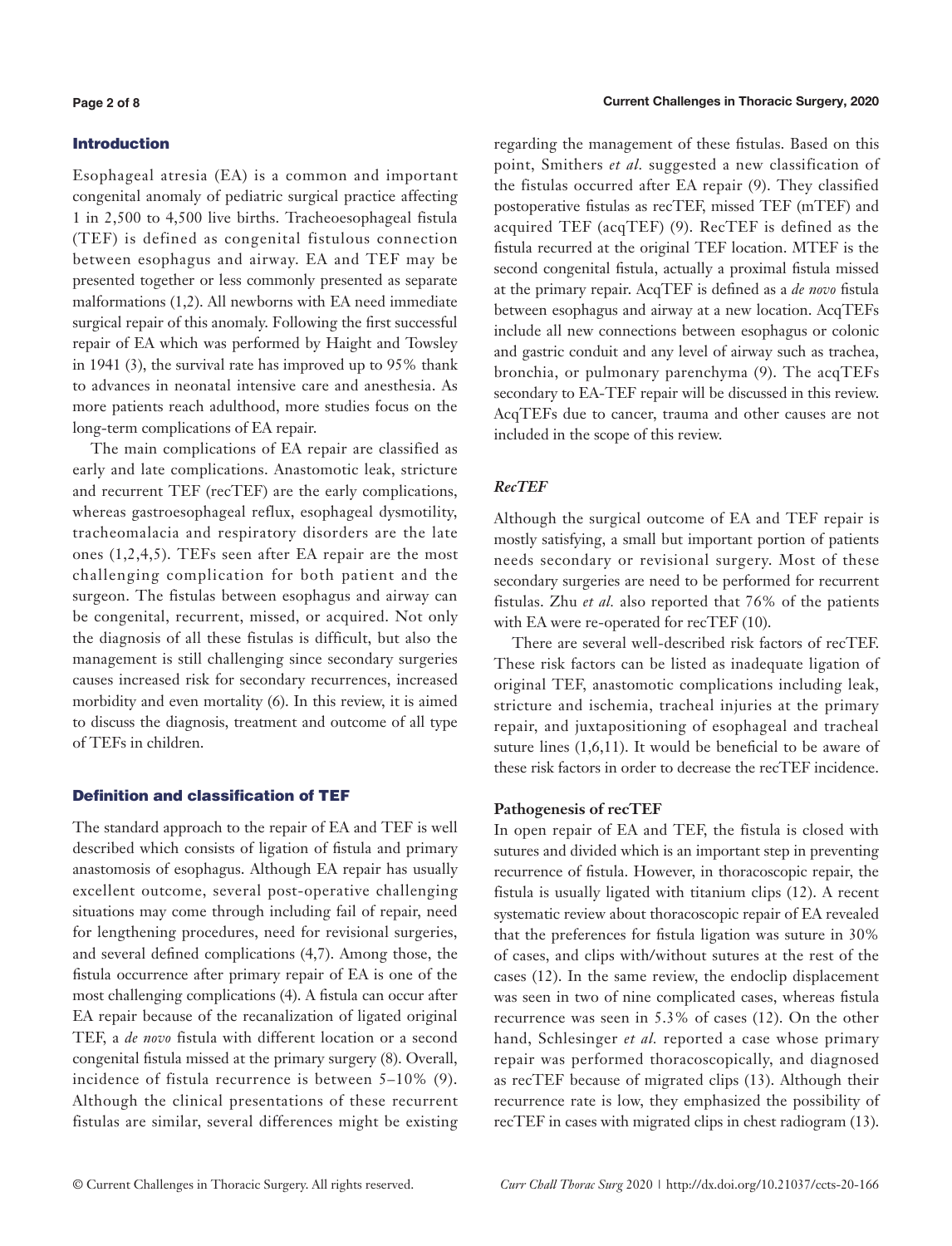## Introduction

Esophageal atresia (EA) is a common and important congenital anomaly of pediatric surgical practice affecting 1 in 2,500 to 4,500 live births. Tracheoesophageal fistula (TEF) is defined as congenital fistulous connection between esophagus and airway. EA and TEF may be presented together or less commonly presented as separate malformations (1,2). All newborns with EA need immediate surgical repair of this anomaly. Following the first successful repair of EA which was performed by Haight and Towsley in 1941 (3), the survival rate has improved up to 95% thank to advances in neonatal intensive care and anesthesia. As more patients reach adulthood, more studies focus on the long-term complications of EA repair.

The main complications of EA repair are classified as early and late complications. Anastomotic leak, stricture and recurrent TEF (recTEF) are the early complications, whereas gastroesophageal reflux, esophageal dysmotility, tracheomalacia and respiratory disorders are the late ones (1,2,4,5). TEFs seen after EA repair are the most challenging complication for both patient and the surgeon. The fistulas between esophagus and airway can be congenital, recurrent, missed, or acquired. Not only the diagnosis of all these fistulas is difficult, but also the management is still challenging since secondary surgeries causes increased risk for secondary recurrences, increased morbidity and even mortality (6). In this review, it is aimed to discuss the diagnosis, treatment and outcome of all type of TEFs in children.

## Definition and classification of TEF

The standard approach to the repair of EA and TEF is well described which consists of ligation of fistula and primary anastomosis of esophagus. Although EA repair has usually excellent outcome, several post-operative challenging situations may come through including fail of repair, need for lengthening procedures, need for revisional surgeries, and several defined complications (4,7). Among those, the fistula occurrence after primary repair of EA is one of the most challenging complications (4). A fistula can occur after EA repair because of the recanalization of ligated original TEF, a *de novo* fistula with different location or a second congenital fistula missed at the primary surgery (8). Overall, incidence of fistula recurrence is between 5–10% (9). Although the clinical presentations of these recurrent fistulas are similar, several differences might be existing regarding the management of these fistulas. Based on this point, Smithers *et al.* suggested a new classification of the fistulas occurred after EA repair (9). They classified postoperative fistulas as recTEF, missed TEF (mTEF) and acquired TEF (acqTEF) (9). RecTEF is defined as the fistula recurred at the original TEF location. MTEF is the second congenital fistula, actually a proximal fistula missed at the primary repair. AcqTEF is defined as a *de novo* fistula between esophagus and airway at a new location. AcqTEFs include all new connections between esophagus or colonic and gastric conduit and any level of airway such as trachea, bronchia, or pulmonary parenchyma (9). The acqTEFs secondary to EA-TEF repair will be discussed in this review. AcqTEFs due to cancer, trauma and other causes are not included in the scope of this review.

### *RecTEF*

Although the surgical outcome of EA and TEF repair is mostly satisfying, a small but important portion of patients needs secondary or revisional surgery. Most of these secondary surgeries are need to be performed for recurrent fistulas. Zhu *et al.* also reported that 76% of the patients with EA were re-operated for recTEF (10).

There are several well-described risk factors of recTEF. These risk factors can be listed as inadequate ligation of original TEF, anastomotic complications including leak, stricture and ischemia, tracheal injuries at the primary repair, and juxtapositioning of esophageal and tracheal suture lines (1,6,11). It would be beneficial to be aware of these risk factors in order to decrease the recTEF incidence.

#### Pathogenesis of recTEF

In open repair of EA and TEF, the fistula is closed with sutures and divided which is an important step in preventing recurrence of fistula. However, in thoracoscopic repair, the fistula is usually ligated with titanium clips (12). A recent systematic review about thoracoscopic repair of EA revealed that the preferences for fistula ligation was suture in 30% of cases, and clips with/without sutures at the rest of the cases (12). In the same review, the endoclip displacement was seen in two of nine complicated cases, whereas fistula recurrence was seen in 5.3% of cases (12). On the other hand, Schlesinger *et al.* reported a case whose primary repair was performed thoracoscopically, and diagnosed as recTEF because of migrated clips (13). Although their recurrence rate is low, they emphasized the possibility of recTEF in cases with migrated clips in chest radiogram (13).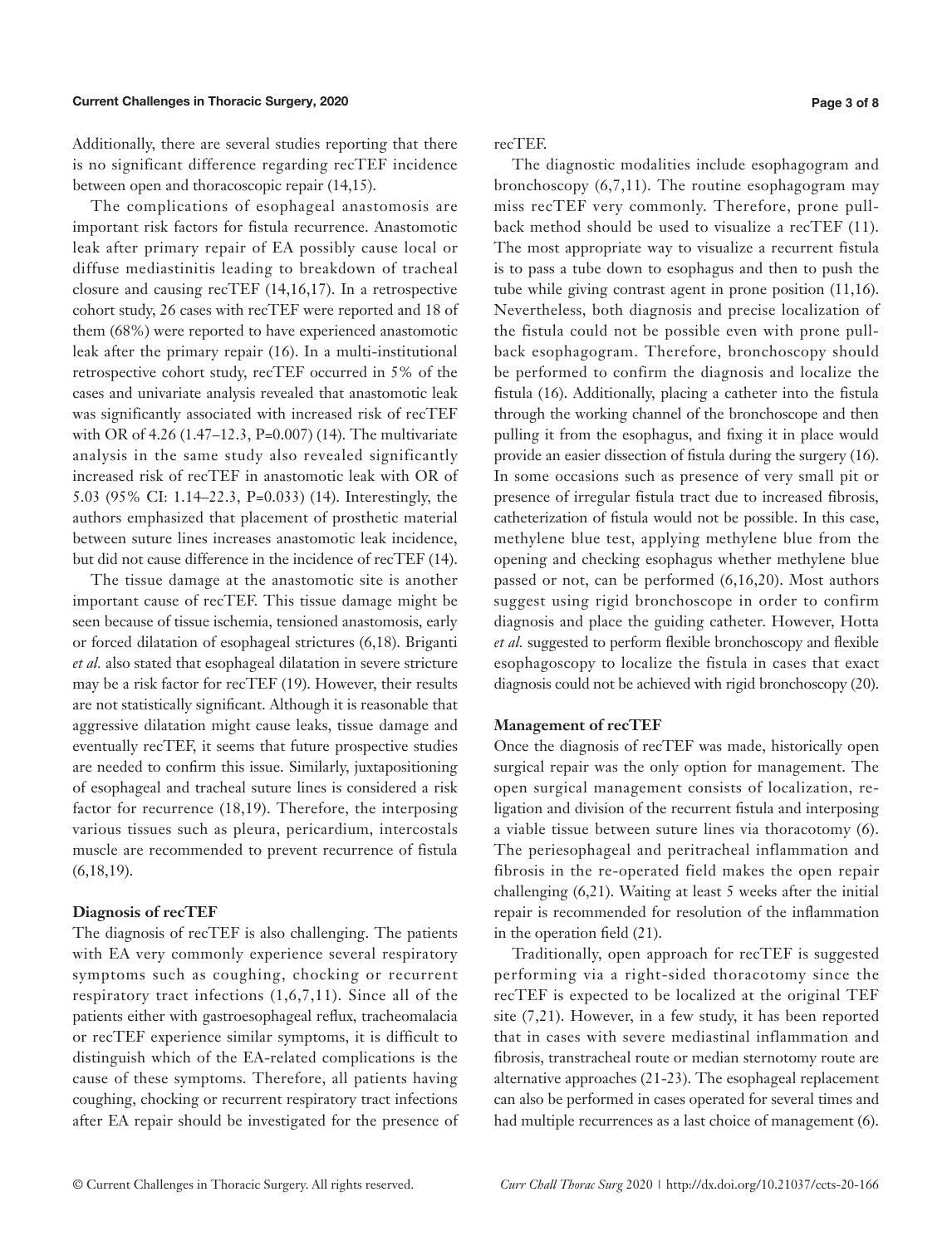Additionally, there are several studies reporting that there is no significant difference regarding recTEF incidence between open and thoracoscopic repair (14,15).

The complications of esophageal anastomosis are important risk factors for fistula recurrence. Anastomotic leak after primary repair of EA possibly cause local or diffuse mediastinitis leading to breakdown of tracheal closure and causing recTEF (14,16,17). In a retrospective cohort study, 26 cases with recTEF were reported and 18 of them (68%) were reported to have experienced anastomotic leak after the primary repair (16). In a multi-institutional retrospective cohort study, recTEF occurred in 5% of the cases and univariate analysis revealed that anastomotic leak was significantly associated with increased risk of recTEF with OR of 4.26 (1.47–12.3, P=0.007) (14). The multivariate analysis in the same study also revealed significantly increased risk of recTEF in anastomotic leak with OR of 5.03 (95% CI: 1.14–22.3, P=0.033) (14). Interestingly, the authors emphasized that placement of prosthetic material between suture lines increases anastomotic leak incidence, but did not cause difference in the incidence of recTEF (14).

The tissue damage at the anastomotic site is another important cause of recTEF. This tissue damage might be seen because of tissue ischemia, tensioned anastomosis, early or forced dilatation of esophageal strictures (6,18). Briganti *et al.* also stated that esophageal dilatation in severe stricture may be a risk factor for recTEF (19). However, their results are not statistically significant. Although it is reasonable that aggressive dilatation might cause leaks, tissue damage and eventually recTEF, it seems that future prospective studies are needed to confirm this issue. Similarly, juxtapositioning of esophageal and tracheal suture lines is considered a risk factor for recurrence (18,19). Therefore, the interposing various tissues such as pleura, pericardium, intercostals muscle are recommended to prevent recurrence of fistula (6,18,19).

**Diagnosis of recTEF**

The diagnosis of recTEF is also challenging. The patients with EA very commonly experience several respiratory symptoms such as coughing, chocking or recurrent respiratory tract infections (1,6,7,11). Since all of the patients either with gastroesophageal reflux, tracheomalacia or recTEF experience similar symptoms, it is difficult to distinguish which of the EA-related complications is the cause of these symptoms. Therefore, all patients having coughing, chocking or recurrent respiratory tract infections after EA repair should be investigated for the presence of recTEF.

The diagnostic modalities include esophagogram and bronchoscopy (6,7,11). The routine esophagogram may miss recTEF very commonly. Therefore, prone pull-back method should be used to visualize a recTEF (11). The most appropriate way to visualize a recurrent fistula is to pass a tube down to esophagus and then to push the tube while giving contrast agent in prone position (11,16). Nevertheless, both diagnosis and precise localization of the fistula could not be possible even with prone pull-back esophagogram. Therefore, bronchoscopy should be performed to confirm the diagnosis and localize the fistula (16). Additionally, placing a catheter into the fistula through the working channel of the bronchoscope and then pulling it from the esophagus, and fixing it in place would provide an easier dissection of fistula during the surgery (16). In some occasions such as presence of very small pit or presence of irregular fistula tract due to increased fibrosis, catheterization of fistula would not be possible. In this case, methylene blue test, applying methylene blue from the opening and checking esophagus whether methylene blue passed or not, can be performed (6,16,20). Most authors suggest using rigid bronchoscope in order to confirm diagnosis and place the guiding catheter. However, Hotta *et al.* suggested to perform flexible bronchoscopy and flexible esophagoscopy to localize the fistula in cases that exact diagnosis could not be achieved with rigid bronchoscopy (20).

**Management of recTEF**

Once the diagnosis of recTEF was made, historically open surgical repair was the only option for management. The open surgical management consists of localization, re-ligation and division of the recurrent fistula and interposing a viable tissue between suture lines via thoracotomy (6). The periesophageal and peritracheal inflammation and fibrosis in the re-operated field makes the open repair challenging (6,21). Waiting at least 5 weeks after the initial repair is recommended for resolution of the inflammation in the operation field (21).

Traditionally, open approach for recTEF is suggested performing via a right-sided thoracotomy since the recTEF is expected to be localized at the original TEF site (7,21). However, in a few study, it has been reported that in cases with severe mediastinal inflammation and fibrosis, transtracheal route or median sternotomy route are alternative approaches (21-23). The esophageal replacement can also be performed in cases operated for several times and had multiple recurrences as a last choice of management (6).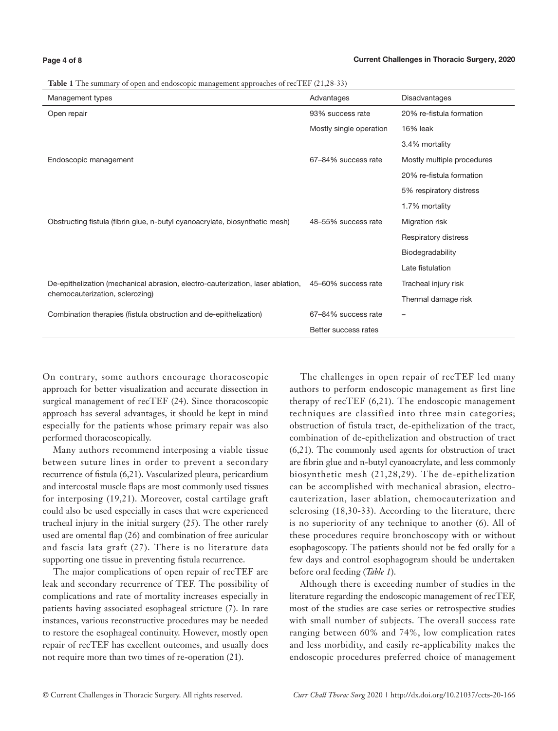**Table 1** The summary of open and endoscopic management approaches of recTEF (21,28-33)

| Management types | Advantages | Disadvantages |
|---|---|---|
| Open repair | 93% success rate | 20% re-fistula formation |
| | Mostly single operation | 16% leak |
| | | 3.4% mortality |
| Endoscopic management | 67–84% success rate | Mostly multiple procedures |
| | | 20% re-fistula formation |
| | | 5% respiratory distress |
| | | 1.7% mortality |
| Obstructing fistula (fibrin glue, n-butyl cyanoacrylate, biosynthetic mesh) | 48–55% success rate | Migration risk |
| | | Respiratory distress |
| | | Biodegradability |
| | | Late fistulation |
| De-epithelization (mechanical abrasion, electro-cauterization, laser ablation, chemocauterization, sclerozing) | 45–60% success rate | Tracheal injury risk |
| | | Thermal damage risk |
| Combination therapies (fistula obstruction and de-epithelization) | 67–84% success rate | – |
| | Better success rates | |

On contrary, some authors encourage thoracoscopic approach for better visualization and accurate dissection in surgical management of recTEF (24). Since thoracoscopic approach has several advantages, it should be kept in mind especially for the patients whose primary repair was also performed thoracoscopically.

Many authors recommend interposing a viable tissue between suture lines in order to prevent a secondary recurrence of fistula (6,21). Vascularized pleura, pericardium and intercostal muscle flaps are most commonly used tissues for interposing (19,21). Moreover, costal cartilage graft could also be used especially in cases that were experienced tracheal injury in the initial surgery (25). The other rarely used are omental flap (26) and combination of free auricular and fascia lata graft (27). There is no literature data supporting one tissue in preventing fistula recurrence.

The major complications of open repair of recTEF are leak and secondary recurrence of TEF. The possibility of complications and rate of mortality increases especially in patients having associated esophageal stricture (7). In rare instances, various reconstructive procedures may be needed to restore the esophageal continuity. However, mostly open repair of recTEF has excellent outcomes, and usually does not require more than two times of re-operation (21).

The challenges in open repair of recTEF led many authors to perform endoscopic management as first line therapy of recTEF (6,21). The endoscopic management techniques are classified into three main categories; obstruction of fistula tract, de-epithelization of the tract, combination of de-epithelization and obstruction of tract (6,21). The commonly used agents for obstruction of tract are fibrin glue and n-butyl cyanoacrylate, and less commonly biosynthetic mesh (21,28,29). The de-epithelization can be accomplished with mechanical abrasion, electro-cauterization, laser ablation, chemocauterization and sclerosing (18,30-33). According to the literature, there is no superiority of any technique to another (6). All of these procedures require bronchoscopy with or without esophagoscopy. The patients should not be fed orally for a few days and control esophagogram should be undertaken before oral feeding (*Table 1*).

Although there is exceeding number of studies in the literature regarding the endoscopic management of recTEF, most of the studies are case series or retrospective studies with small number of subjects. The overall success rate ranging between 60% and 74%, low complication rates and less morbidity, and easily re-applicability makes the endoscopic procedures preferred choice of management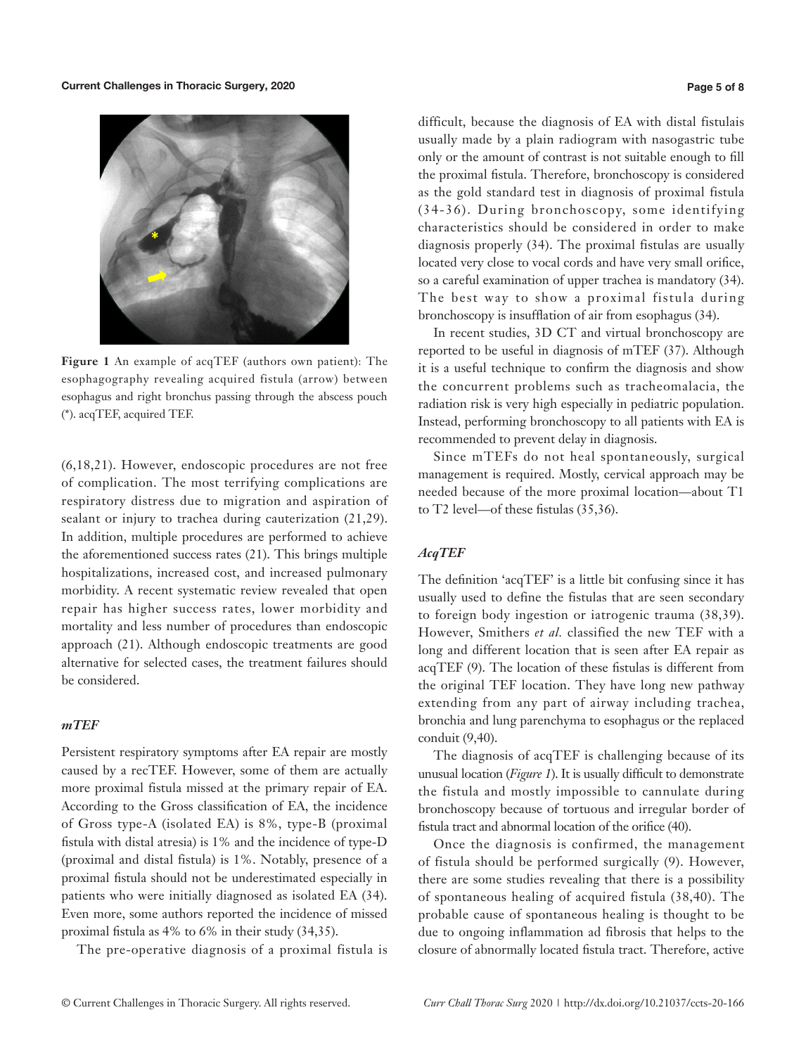**Figure 1** An example of acqTEF (authors own patient): The esophagography revealing acquired fistula (arrow) between esophagus and right bronchus passing through the abscess pouch (*). acqTEF, acquired TEF.

(6,18,21). However, endoscopic procedures are not free of complication. The most terrifying complications are respiratory distress due to migration and aspiration of sealant or injury to trachea during cauterization (21,29). In addition, multiple procedures are performed to achieve the aforementioned success rates (21). This brings multiple hospitalizations, increased cost, and increased pulmonary morbidity. A recent systematic review revealed that open repair has higher success rates, lower morbidity and mortality and less number of procedures than endoscopic approach (21). Although endoscopic treatments are good alternative for selected cases, the treatment failures should be considered.

### *mTEF*

Persistent respiratory symptoms after EA repair are mostly caused by a recTEF. However, some of them are actually more proximal fistula missed at the primary repair of EA. According to the Gross classification of EA, the incidence of Gross type-A (isolated EA) is 8%, type-B (proximal fistula with distal atresia) is 1% and the incidence of type-D (proximal and distal fistula) is 1%. Notably, presence of a proximal fistula should not be underestimated especially in patients who were initially diagnosed as isolated EA (34). Even more, some authors reported the incidence of missed proximal fistula as 4% to 6% in their study (34,35).

The pre-operative diagnosis of a proximal fistula is difficult, because the diagnosis of EA with distal fistulais usually made by a plain radiogram with nasogastric tube only or the amount of contrast is not suitable enough to fill the proximal fistula. Therefore, bronchoscopy is considered as the gold standard test in diagnosis of proximal fistula (34-36). During bronchoscopy, some identifying characteristics should be considered in order to make diagnosis properly (34). The proximal fistulas are usually located very close to vocal cords and have very small orifice, so a careful examination of upper trachea is mandatory (34). The best way to show a proximal fistula during bronchoscopy is insufflation of air from esophagus (34).

In recent studies, 3D CT and virtual bronchoscopy are reported to be useful in diagnosis of mTEF (37). Although it is a useful technique to confirm the diagnosis and show the concurrent problems such as tracheomalacia, the radiation risk is very high especially in pediatric population. Instead, performing bronchoscopy to all patients with EA is recommended to prevent delay in diagnosis.

Since mTEFs do not heal spontaneously, surgical management is required. Mostly, cervical approach may be needed because of the more proximal location—about T1 to T2 level—of these fistulas (35,36).

### *AcqTEF*

The definition 'acqTEF' is a little bit confusing since it has usually used to define the fistulas that are seen secondary to foreign body ingestion or iatrogenic trauma (38,39). However, Smithers *et al.* classified the new TEF with a long and different location that is seen after EA repair as acqTEF (9). The location of these fistulas is different from the original TEF location. They have long new pathway extending from any part of airway including trachea, bronchia and lung parenchyma to esophagus or the replaced conduit (9,40).

The diagnosis of acqTEF is challenging because of its unusual location (*Figure 1*). It is usually difficult to demonstrate the fistula and mostly impossible to cannulate during bronchoscopy because of tortuous and irregular border of fistula tract and abnormal location of the orifice (40).

Once the diagnosis is confirmed, the management of fistula should be performed surgically (9). However, there are some studies revealing that there is a possibility of spontaneous healing of acquired fistula (38,40). The probable cause of spontaneous healing is thought to be due to ongoing inflammation ad fibrosis that helps to the closure of abnormally located fistula tract. Therefore, active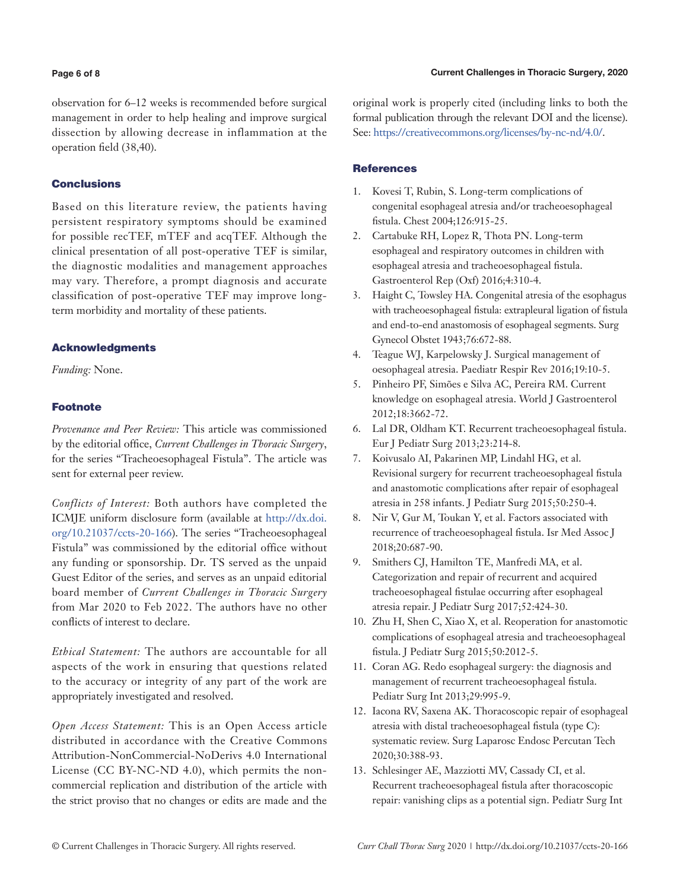observation for 6–12 weeks is recommended before surgical management in order to help healing and improve surgical dissection by allowing decrease in inflammation at the operation field (38,40).

## Conclusions

Based on this literature review, the patients having persistent respiratory symptoms should be examined for possible recTEF, mTEF and acqTEF. Although the clinical presentation of all post-operative TEF is similar, the diagnostic modalities and management approaches may vary. Therefore, a prompt diagnosis and accurate classification of post-operative TEF may improve long-term morbidity and mortality of these patients.

## Acknowledgments

*Funding:* None.

## Footnote

*Provenance and Peer Review:* This article was commissioned by the editorial office, *Current Challenges in Thoracic Surgery*, for the series "Tracheoesophageal Fistula". The article was sent for external peer review.

*Conflicts of Interest:* Both authors have completed the ICMJE uniform disclosure form (available at http://dx.doi.org/10.21037/ccts-20-166). The series "Tracheoesophageal Fistula" was commissioned by the editorial office without any funding or sponsorship. Dr. TS served as the unpaid Guest Editor of the series, and serves as an unpaid editorial board member of *Current Challenges in Thoracic Surgery* from Mar 2020 to Feb 2022. The authors have no other conflicts of interest to declare.

*Ethical Statement:* The authors are accountable for all aspects of the work in ensuring that questions related to the accuracy or integrity of any part of the work are appropriately investigated and resolved.

*Open Access Statement:* This is an Open Access article distributed in accordance with the Creative Commons Attribution-NonCommercial-NoDerivs 4.0 International License (CC BY-NC-ND 4.0), which permits the non-commercial replication and distribution of the article with the strict proviso that no changes or edits are made and the original work is properly cited (including links to both the formal publication through the relevant DOI and the license). See: https://creativecommons.org/licenses/by-nc-nd/4.0/.

## References

1. Kovesi T, Rubin, S. Long-term complications of congenital esophageal atresia and/or tracheoesophageal fistula. Chest 2004;126:915-25.
2. Cartabuke RH, Lopez R, Thota PN. Long-term esophageal and respiratory outcomes in children with esophageal atresia and tracheoesophageal fistula. Gastroenterol Rep (Oxf) 2016;4:310-4.
3. Haight C, Towsley HA. Congenital atresia of the esophagus with tracheoesophageal fistula: extrapleural ligation of fistula and end-to-end anastomosis of esophageal segments. Surg Gynecol Obstet 1943;76:672-88.
4. Teague WJ, Karpelowsky J. Surgical management of oesophageal atresia. Paediatr Respir Rev 2016;19:10-5.
5. Pinheiro PF, Simões e Silva AC, Pereira RM. Current knowledge on esophageal atresia. World J Gastroenterol 2012;18:3662-72.
6. Lal DR, Oldham KT. Recurrent tracheoesophageal fistula. Eur J Pediatr Surg 2013;23:214-8.
7. Koivusalo AI, Pakarinen MP, Lindahl HG, et al. Revisional surgery for recurrent tracheoesophageal fistula and anastomotic complications after repair of esophageal atresia in 258 infants. J Pediatr Surg 2015;50:250-4.
8. Nir V, Gur M, Toukan Y, et al. Factors associated with recurrence of tracheoesophageal fistula. Isr Med Assoc J 2018;20:687-90.
9. Smithers CJ, Hamilton TE, Manfredi MA, et al. Categorization and repair of recurrent and acquired tracheoesophageal fistulae occurring after esophageal atresia repair. J Pediatr Surg 2017;52:424-30.
10. Zhu H, Shen C, Xiao X, et al. Reoperation for anastomotic complications of esophageal atresia and tracheoesophageal fistula. J Pediatr Surg 2015;50:2012-5.
11. Coran AG. Redo esophageal surgery: the diagnosis and management of recurrent tracheoesophageal fistula. Pediatr Surg Int 2013;29:995-9.
12. Iacona RV, Saxena AK. Thoracoscopic repair of esophageal atresia with distal tracheoesophageal fistula (type C): systematic review. Surg Laparosc Endosc Percutan Tech 2020;30:388-93.
13. Schlesinger AE, Mazziotti MV, Cassady CI, et al. Recurrent tracheoesophageal fistula after thoracoscopic repair: vanishing clips as a potential sign. Pediatr Surg Int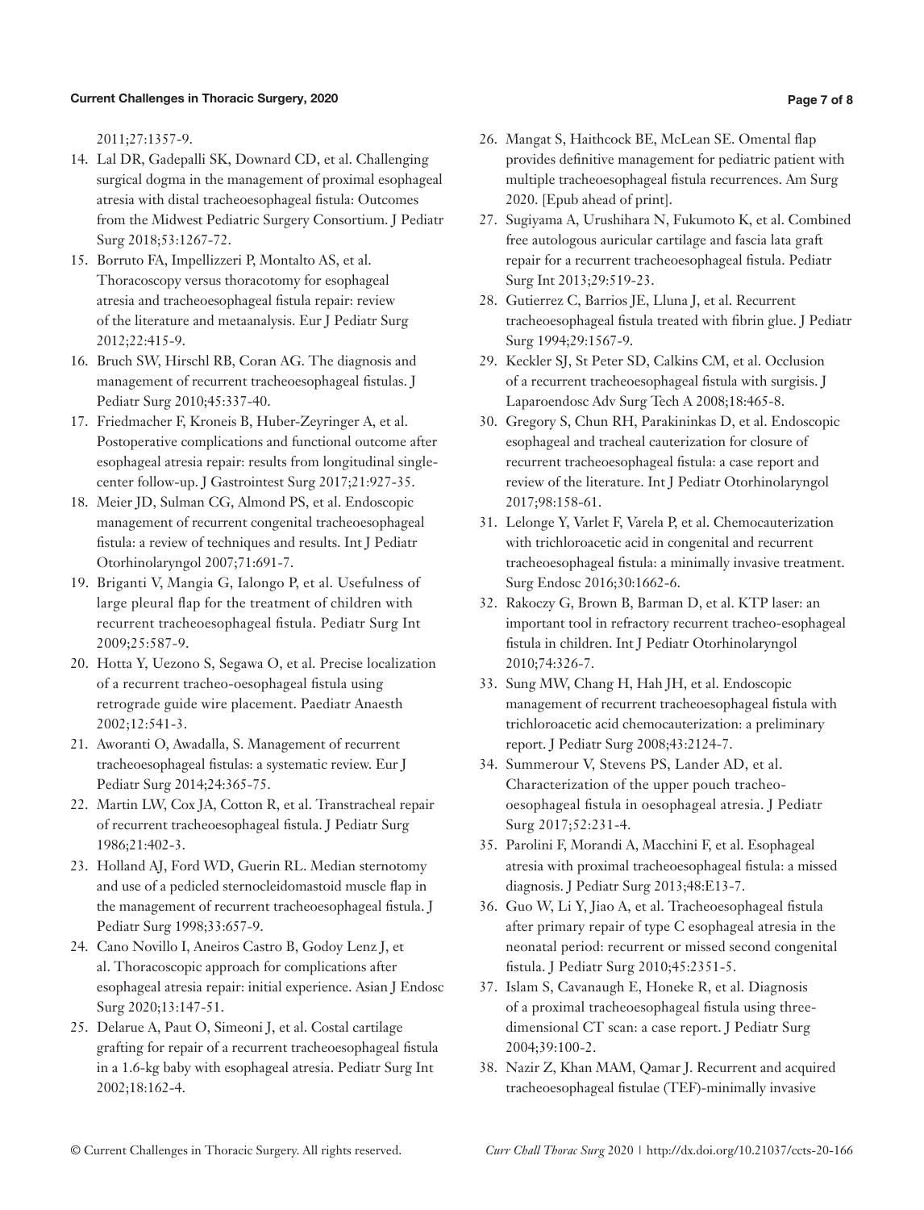2011;27:1357-9.

14. Lal DR, Gadepalli SK, Downard CD, et al. Challenging surgical dogma in the management of proximal esophageal atresia with distal tracheoesophageal fistula: Outcomes from the Midwest Pediatric Surgery Consortium. J Pediatr Surg 2018;53:1267-72.
15. Borruto FA, Impellizzeri P, Montalto AS, et al. Thoracoscopy versus thoracotomy for esophageal atresia and tracheoesophageal fistula repair: review of the literature and metaanalysis. Eur J Pediatr Surg 2012;22:415-9.
16. Bruch SW, Hirschl RB, Coran AG. The diagnosis and management of recurrent tracheoesophageal fistulas. J Pediatr Surg 2010;45:337-40.
17. Friedmacher F, Kroneis B, Huber-Zeyringer A, et al. Postoperative complications and functional outcome after esophageal atresia repair: results from longitudinal single-center follow-up. J Gastrointest Surg 2017;21:927-35.
18. Meier JD, Sulman CG, Almond PS, et al. Endoscopic management of recurrent congenital tracheoesophageal fistula: a review of techniques and results. Int J Pediatr Otorhinolaryngol 2007;71:691-7.
19. Briganti V, Mangia G, Ialongo P, et al. Usefulness of large pleural flap for the treatment of children with recurrent tracheoesophageal fistula. Pediatr Surg Int 2009;25:587-9.
20. Hotta Y, Uezono S, Segawa O, et al. Precise localization of a recurrent tracheo-oesophageal fistula using retrograde guide wire placement. Paediatr Anaesth 2002;12:541-3.
21. Aworanti O, Awadalla, S. Management of recurrent tracheoesophageal fistulas: a systematic review. Eur J Pediatr Surg 2014;24:365-75.
22. Martin LW, Cox JA, Cotton R, et al. Transtracheal repair of recurrent tracheoesophageal fistula. J Pediatr Surg 1986;21:402-3.
23. Holland AJ, Ford WD, Guerin RL. Median sternotomy and use of a pedicled sternocleidomastoid muscle flap in the management of recurrent tracheoesophageal fistula. J Pediatr Surg 1998;33:657-9.
24. Cano Novillo I, Aneiros Castro B, Godoy Lenz J, et al. Thoracoscopic approach for complications after esophageal atresia repair: initial experience. Asian J Endosc Surg 2020;13:147-51.
25. Delarue A, Paut O, Simeoni J, et al. Costal cartilage grafting for repair of a recurrent tracheoesophageal fistula in a 1.6-kg baby with esophageal atresia. Pediatr Surg Int 2002;18:162-4.
26. Mangat S, Haithcock BE, McLean SE. Omental flap provides definitive management for pediatric patient with multiple tracheoesophageal fistula recurrences. Am Surg 2020. [Epub ahead of print].
27. Sugiyama A, Urushihara N, Fukumoto K, et al. Combined free autologous auricular cartilage and fascia lata graft repair for a recurrent tracheoesophageal fistula. Pediatr Surg Int 2013;29:519-23.
28. Gutierrez C, Barrios JE, Lluna J, et al. Recurrent tracheoesophageal fistula treated with fibrin glue. J Pediatr Surg 1994;29:1567-9.
29. Keckler SJ, St Peter SD, Calkins CM, et al. Occlusion of a recurrent tracheoesophageal fistula with surgisis. J Laparoendosc Adv Surg Tech A 2008;18:465-8.
30. Gregory S, Chun RH, Parakininkas D, et al. Endoscopic esophageal and tracheal cauterization for closure of recurrent tracheoesophageal fistula: a case report and review of the literature. Int J Pediatr Otorhinolaryngol 2017;98:158-61.
31. Lelonge Y, Varlet F, Varela P, et al. Chemocauterization with trichloroacetic acid in congenital and recurrent tracheoesophageal fistula: a minimally invasive treatment. Surg Endosc 2016;30:1662-6.
32. Rakoczy G, Brown B, Barman D, et al. KTP laser: an important tool in refractory recurrent tracheo-esophageal fistula in children. Int J Pediatr Otorhinolaryngol 2010;74:326-7.
33. Sung MW, Chang H, Hah JH, et al. Endoscopic management of recurrent tracheoesophageal fistula with trichloroacetic acid chemocauterization: a preliminary report. J Pediatr Surg 2008;43:2124-7.
34. Summerour V, Stevens PS, Lander AD, et al. Characterization of the upper pouch tracheo-oesophageal fistula in oesophageal atresia. J Pediatr Surg 2017;52:231-4.
35. Parolini F, Morandi A, Macchini F, et al. Esophageal atresia with proximal tracheoesophageal fistula: a missed diagnosis. J Pediatr Surg 2013;48:E13-7.
36. Guo W, Li Y, Jiao A, et al. Tracheoesophageal fistula after primary repair of type C esophageal atresia in the neonatal period: recurrent or missed second congenital fistula. J Pediatr Surg 2010;45:2351-5.
37. Islam S, Cavanaugh E, Honeke R, et al. Diagnosis of a proximal tracheoesophageal fistula using three-dimensional CT scan: a case report. J Pediatr Surg 2004;39:100-2.
38. Nazir Z, Khan MAM, Qamar J. Recurrent and acquired tracheoesophageal fistulae (TEF)-minimally invasive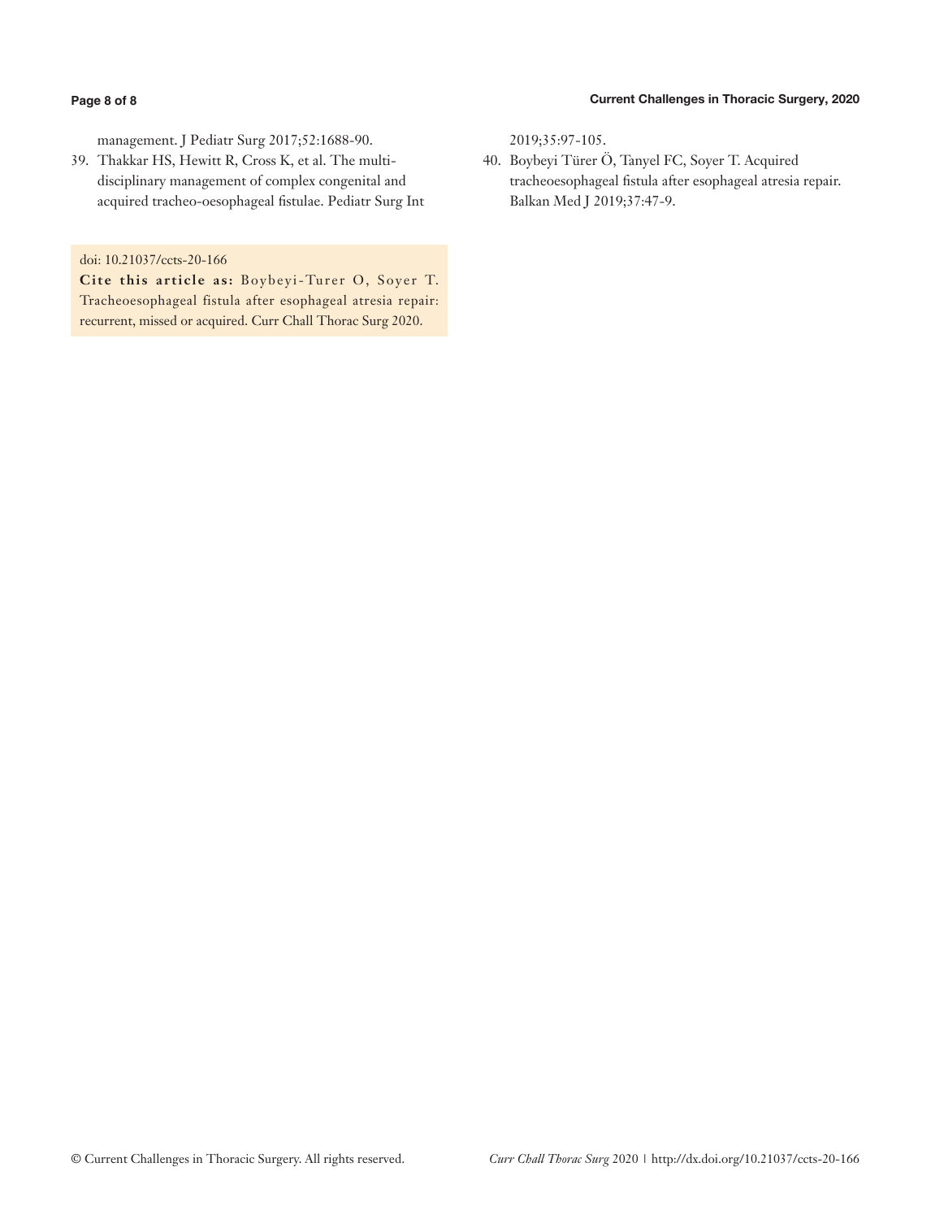management. J Pediatr Surg 2017;52:1688-90.

39. Thakkar HS, Hewitt R, Cross K, et al. The multi-disciplinary management of complex congenital and acquired tracheo-oesophageal fistulae. Pediatr Surg Int 2019;35:97-105.

40. Boybeyi Türer Ö, Tanyel FC, Soyer T. Acquired tracheoesophageal fistula after esophageal atresia repair. Balkan Med J 2019;37:47-9.

doi: 10.21037/ccts-20-166

**Cite this article as:** Boybeyi-Turer O, Soyer T. Tracheoesophageal fistula after esophageal atresia repair: recurrent, missed or acquired. Curr Chall Thorac Surg 2020.